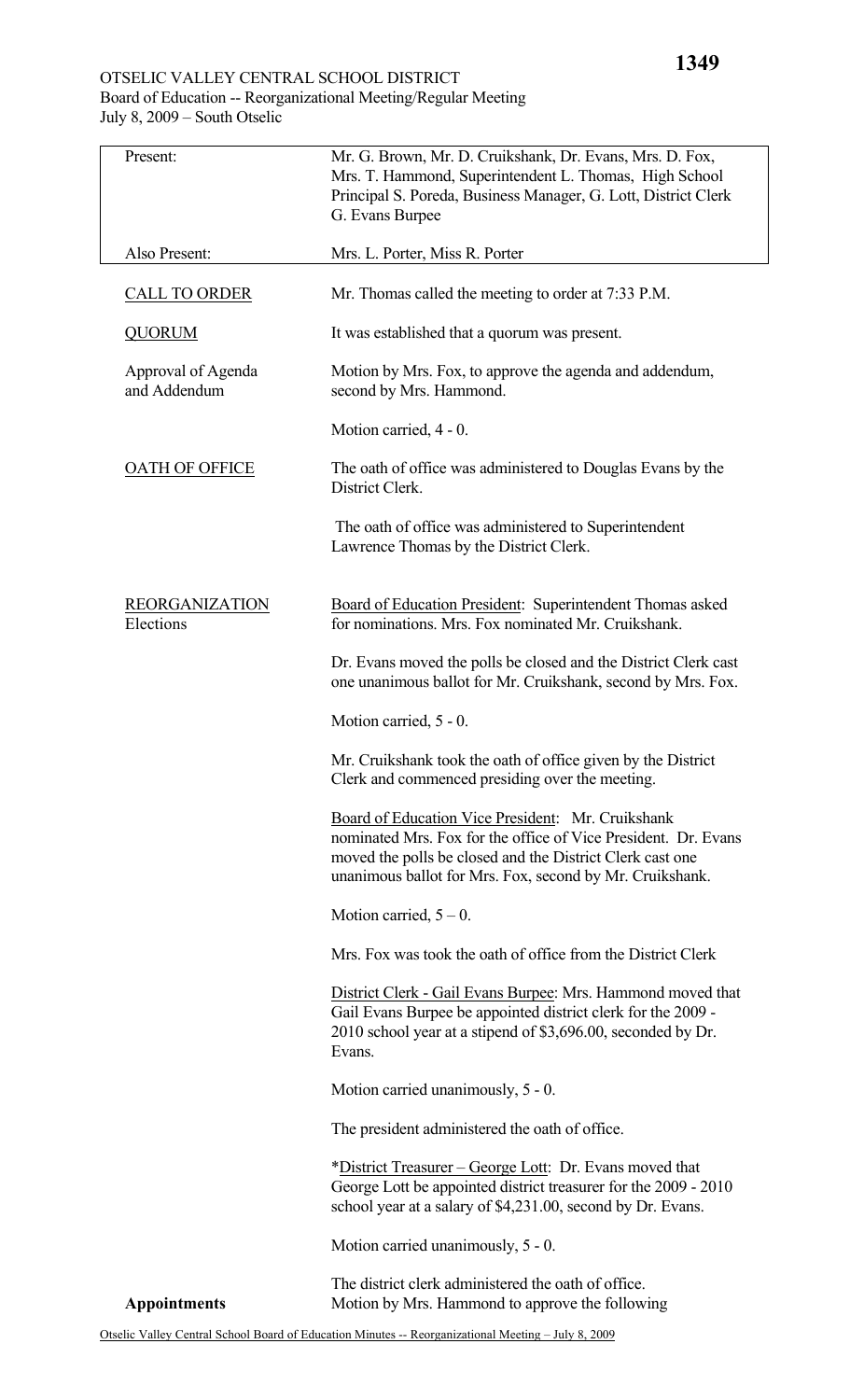OTSELIC VALLEY CENTRAL SCHOOL DISTRICT
Board of Education -- Reorganizational Meeting/Regular Meeting
July 8, 2009 – South Otselic

| | |
|---|---|
| Present: | Mr. G. Brown, Mr. D. Cruikshank, Dr. Evans, Mrs. D. Fox, Mrs. T. Hammond, Superintendent L. Thomas, High School Principal S. Poreda, Business Manager, G. Lott, District Clerk G. Evans Burpee |
| Also Present: | Mrs. L. Porter, Miss R. Porter |

<u>CALL TO ORDER</u>

Mr. Thomas called the meeting to order at 7:33 P.M.

<u>QUORUM</u>

It was established that a quorum was present.

Approval of Agenda and Addendum

Motion by Mrs. Fox, to approve the agenda and addendum, second by Mrs. Hammond.

Motion carried, 4 - 0.

<u>OATH OF OFFICE</u>

The oath of office was administered to Douglas Evans by the District Clerk.

The oath of office was administered to Superintendent Lawrence Thomas by the District Clerk.

<u>REORGANIZATION</u>
Elections

<u>Board of Education President</u>: Superintendent Thomas asked for nominations. Mrs. Fox nominated Mr. Cruikshank.

Dr. Evans moved the polls be closed and the District Clerk cast one unanimous ballot for Mr. Cruikshank, second by Mrs. Fox.

Motion carried, 5 - 0.

Mr. Cruikshank took the oath of office given by the District Clerk and commenced presiding over the meeting.

<u>Board of Education Vice President</u>: Mr. Cruikshank nominated Mrs. Fox for the office of Vice President. Dr. Evans moved the polls be closed and the District Clerk cast one unanimous ballot for Mrs. Fox, second by Mr. Cruikshank.

Motion carried, 5 – 0.

Mrs. Fox was took the oath of office from the District Clerk

<u>District Clerk - Gail Evans Burpee</u>: Mrs. Hammond moved that Gail Evans Burpee be appointed district clerk for the 2009 - 2010 school year at a stipend of $3,696.00, seconded by Dr. Evans.

Motion carried unanimously, 5 - 0.

The president administered the oath of office.

*<u>District Treasurer – George Lott</u>: Dr. Evans moved that George Lott be appointed district treasurer for the 2009 - 2010 school year at a salary of $4,231.00, second by Dr. Evans.

Motion carried unanimously, 5 - 0.

The district clerk administered the oath of office.

**Appointments**

Motion by Mrs. Hammond to approve the following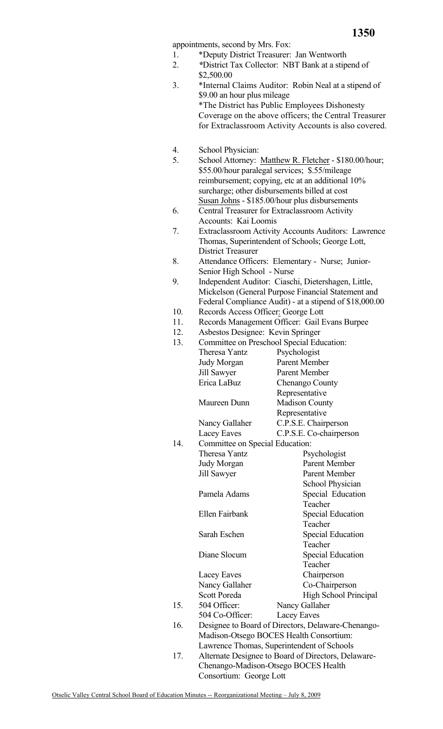appointments, second by Mrs. Fox:

1. *Deputy District Treasurer: Jan Wentworth
2. *District Tax Collector: NBT Bank at a stipend of $2,500.00
3. *Internal Claims Auditor: Robin Neal at a stipend of $9.00 an hour plus mileage
   *The District has Public Employees Dishonesty Coverage on the above officers; the Central Treasurer for Extraclassroom Activity Accounts is also covered.

4. School Physician:
5. School Attorney: Matthew R. Fletcher - $180.00/hour; $55.00/hour paralegal services; $.55/mileage reimbursement; copying, etc at an additional 10% surcharge; other disbursements billed at cost
   Susan Johns - $185.00/hour plus disbursements
6. Central Treasurer for Extraclassroom Activity Accounts: Kai Loomis
7. Extraclassroom Activity Accounts Auditors: Lawrence Thomas, Superintendent of Schools; George Lott, District Treasurer
8. Attendance Officers: Elementary - Nurse; Junior-Senior High School - Nurse
9. Independent Auditor: Ciaschi, Dietershagen, Little, Mickelson (General Purpose Financial Statement and Federal Compliance Audit) - at a stipend of $18,000.00
10. Records Access Officer: George Lott
11. Records Management Officer: Gail Evans Burpee
12. Asbestos Designee: Kevin Springer
13. Committee on Preschool Special Education:

| | |
|---|---|
| Theresa Yantz | Psychologist |
| Judy Morgan | Parent Member |
| Jill Sawyer | Parent Member |
| Erica LaBuz | Chenango County Representative |
| Maureen Dunn | Madison County Representative |
| Nancy Gallaher | C.P.S.E. Chairperson |
| Lacey Eaves | C.P.S.E. Co-chairperson |

14. Committee on Special Education:

| | |
|---|---|
| Theresa Yantz | Psychologist |
| Judy Morgan | Parent Member |
| Jill Sawyer | Parent Member |
| | School Physician |
| Pamela Adams | Special Education Teacher |
| Ellen Fairbank | Special Education Teacher |
| Sarah Eschen | Special Education Teacher |
| Diane Slocum | Special Education Teacher |
| Lacey Eaves | Chairperson |
| Nancy Gallaher | Co-Chairperson |
| Scott Poreda | High School Principal |

15. 504 Officer: Nancy Gallaher
    504 Co-Officer: Lacey Eaves
16. Designee to Board of Directors, Delaware-Chenango-Madison-Otsego BOCES Health Consortium: Lawrence Thomas, Superintendent of Schools
17. Alternate Designee to Board of Directors, Delaware-Chenango-Madison-Otsego BOCES Health Consortium: George Lott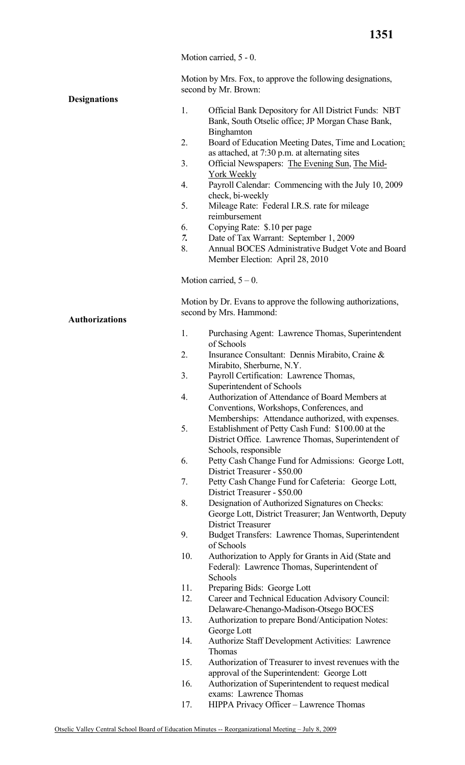Motion carried, 5 - 0.

**Designations**

Motion by Mrs. Fox, to approve the following designations, second by Mr. Brown:

1. Official Bank Depository for All District Funds: NBT Bank, South Otselic office; JP Morgan Chase Bank, Binghamton
2. Board of Education Meeting Dates, Time and Location: as attached, at 7:30 p.m. at alternating sites
3. Official Newspapers: The Evening Sun, The Mid-York Weekly
4. Payroll Calendar: Commencing with the July 10, 2009 check, bi-weekly
5. Mileage Rate: Federal I.R.S. rate for mileage reimbursement
6. Copying Rate: $.10 per page
7. Date of Tax Warrant: September 1, 2009
8. Annual BOCES Administrative Budget Vote and Board Member Election: April 28, 2010

Motion carried, 5 – 0.

**Authorizations**

Motion by Dr. Evans to approve the following authorizations, second by Mrs. Hammond:

1. Purchasing Agent: Lawrence Thomas, Superintendent of Schools
2. Insurance Consultant: Dennis Mirabito, Craine & Mirabito, Sherburne, N.Y.
3. Payroll Certification: Lawrence Thomas, Superintendent of Schools
4. Authorization of Attendance of Board Members at Conventions, Workshops, Conferences, and Memberships: Attendance authorized, with expenses.
5. Establishment of Petty Cash Fund: $100.00 at the District Office. Lawrence Thomas, Superintendent of Schools, responsible
6. Petty Cash Change Fund for Admissions: George Lott, District Treasurer - $50.00
7. Petty Cash Change Fund for Cafeteria: George Lott, District Treasurer - $50.00
8. Designation of Authorized Signatures on Checks: George Lott, District Treasurer; Jan Wentworth, Deputy District Treasurer
9. Budget Transfers: Lawrence Thomas, Superintendent of Schools
10. Authorization to Apply for Grants in Aid (State and Federal): Lawrence Thomas, Superintendent of Schools
11. Preparing Bids: George Lott
12. Career and Technical Education Advisory Council: Delaware-Chenango-Madison-Otsego BOCES
13. Authorization to prepare Bond/Anticipation Notes: George Lott
14. Authorize Staff Development Activities: Lawrence Thomas
15. Authorization of Treasurer to invest revenues with the approval of the Superintendent: George Lott
16. Authorization of Superintendent to request medical exams: Lawrence Thomas
17. HIPPA Privacy Officer – Lawrence Thomas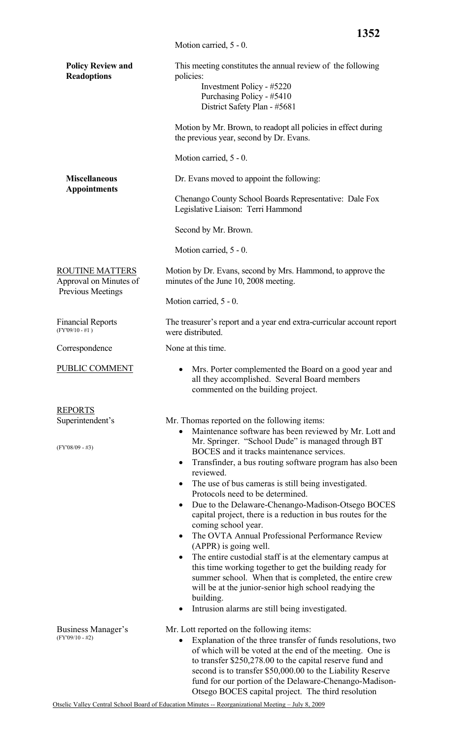Motion carried, 5 - 0.

**Policy Review and Readoptions**

This meeting constitutes the annual review of the following policies:

Investment Policy - #5220
Purchasing Policy - #5410
District Safety Plan - #5681

Motion by Mr. Brown, to readopt all policies in effect during the previous year, second by Dr. Evans.

Motion carried, 5 - 0.

**Miscellaneous Appointments**

Dr. Evans moved to appoint the following:

Chenango County School Boards Representative: Dale Fox
Legislative Liaison: Terri Hammond

Second by Mr. Brown.

Motion carried, 5 - 0.

ROUTINE MATTERS

Approval on Minutes of Previous Meetings

Motion by Dr. Evans, second by Mrs. Hammond, to approve the minutes of the June 10, 2008 meeting.

Motion carried, 5 - 0.

Financial Reports
(FY'09/10 - #1 )

The treasurer's report and a year end extra-curricular account report were distributed.

Correspondence

None at this time.

PUBLIC COMMENT

- Mrs. Porter complemented the Board on a good year and all they accomplished. Several Board members commented on the building project.

REPORTS

Superintendent's

(FY'08/09 - #3)

Mr. Thomas reported on the following items:

- Maintenance software has been reviewed by Mr. Lott and Mr. Springer. "School Dude" is managed through BT BOCES and it tracks maintenance services.
- Transfinder, a bus routing software program has also been reviewed.
- The use of bus cameras is still being investigated. Protocols need to be determined.
- Due to the Delaware-Chenango-Madison-Otsego BOCES capital project, there is a reduction in bus routes for the coming school year.
- The OVTA Annual Professional Performance Review (APPR) is going well.
- The entire custodial staff is at the elementary campus at this time working together to get the building ready for summer school. When that is completed, the entire crew will be at the junior-senior high school readying the building.
- Intrusion alarms are still being investigated.

Business Manager's
(FY'09/10 - #2)

Mr. Lott reported on the following items:

- Explanation of the three transfer of funds resolutions, two of which will be voted at the end of the meeting. One is to transfer $250,278.00 to the capital reserve fund and second is to transfer $50,000.00 to the Liability Reserve fund for our portion of the Delaware-Chenango-Madison-Otsego BOCES capital project. The third resolution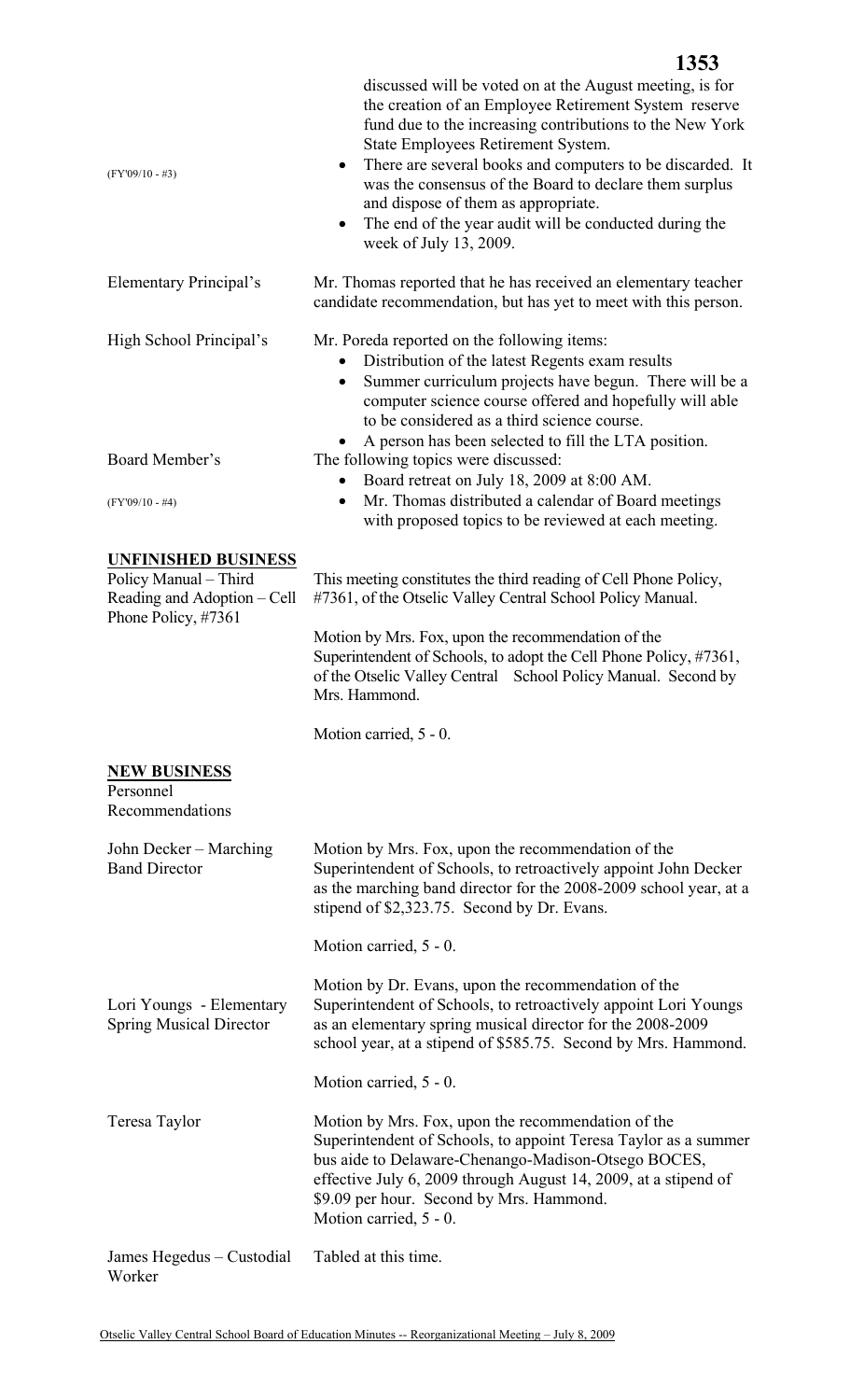discussed will be voted on at the August meeting, is for the creation of an Employee Retirement System reserve fund due to the increasing contributions to the New York State Employees Retirement System.

(FY'09/10 - #3)

- There are several books and computers to be discarded. It was the consensus of the Board to declare them surplus and dispose of them as appropriate.
- The end of the year audit will be conducted during the week of July 13, 2009.

Elementary Principal's

Mr. Thomas reported that he has received an elementary teacher candidate recommendation, but has yet to meet with this person.

High School Principal's

Mr. Poreda reported on the following items:

- Distribution of the latest Regents exam results
- Summer curriculum projects have begun. There will be a computer science course offered and hopefully will able to be considered as a third science course.
- A person has been selected to fill the LTA position.

Board Member's

The following topics were discussed:

- Board retreat on July 18, 2009 at 8:00 AM.

(FY'09/10 - #4)

- Mr. Thomas distributed a calendar of Board meetings with proposed topics to be reviewed at each meeting.

**UNFINISHED BUSINESS**

Policy Manual – Third Reading and Adoption – Cell Phone Policy, #7361

This meeting constitutes the third reading of Cell Phone Policy, #7361, of the Otselic Valley Central School Policy Manual.

Motion by Mrs. Fox, upon the recommendation of the Superintendent of Schools, to adopt the Cell Phone Policy, #7361, of the Otselic Valley Central School Policy Manual. Second by Mrs. Hammond.

Motion carried, 5 - 0.

**NEW BUSINESS**

Personnel Recommendations

John Decker – Marching Band Director

Motion by Mrs. Fox, upon the recommendation of the Superintendent of Schools, to retroactively appoint John Decker as the marching band director for the 2008-2009 school year, at a stipend of $2,323.75. Second by Dr. Evans.

Motion carried, 5 - 0.

Lori Youngs - Elementary Spring Musical Director

Motion by Dr. Evans, upon the recommendation of the Superintendent of Schools, to retroactively appoint Lori Youngs as an elementary spring musical director for the 2008-2009 school year, at a stipend of $585.75. Second by Mrs. Hammond.

Motion carried, 5 - 0.

Teresa Taylor

Motion by Mrs. Fox, upon the recommendation of the Superintendent of Schools, to appoint Teresa Taylor as a summer bus aide to Delaware-Chenango-Madison-Otsego BOCES, effective July 6, 2009 through August 14, 2009, at a stipend of $9.09 per hour. Second by Mrs. Hammond.

Motion carried, 5 - 0.

James Hegedus – Custodial Worker

Tabled at this time.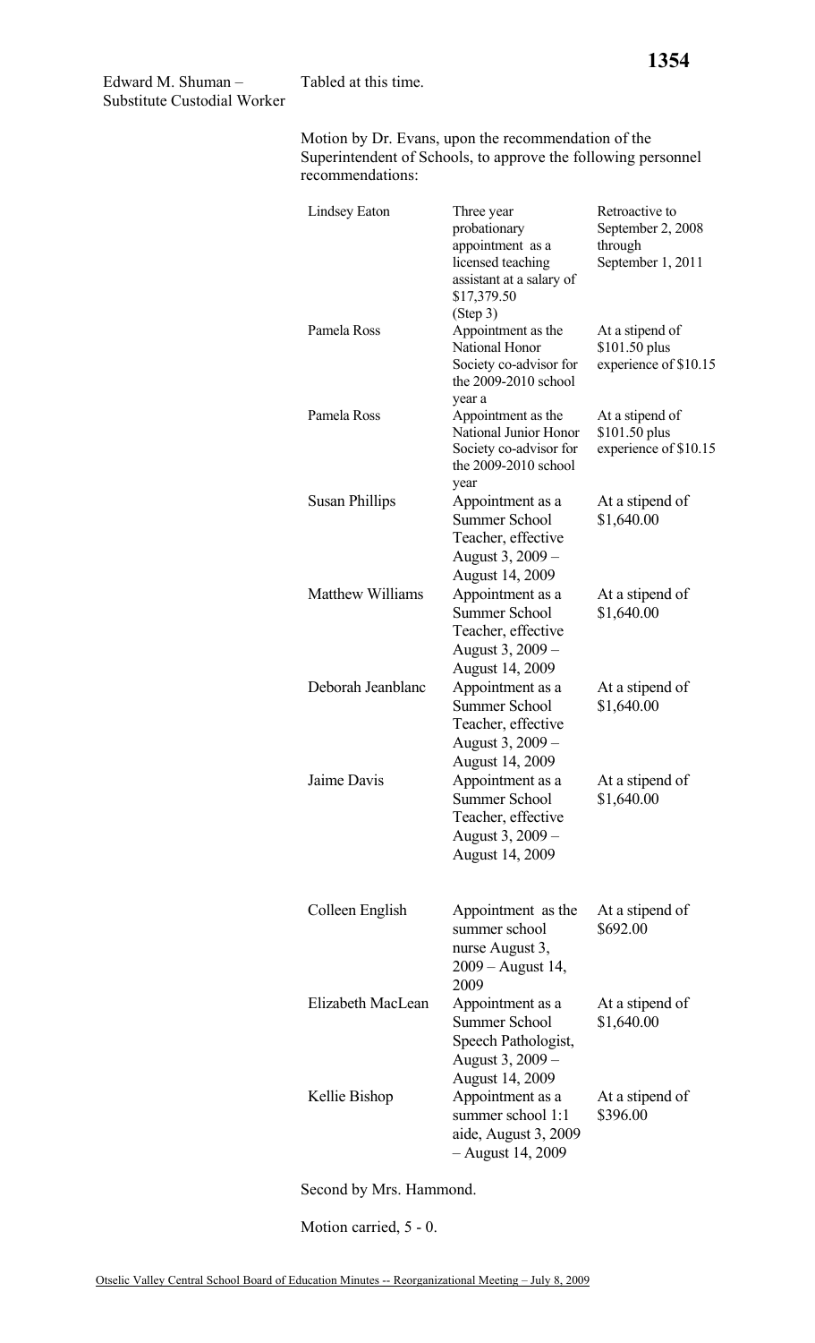| | |
|---|---|
| Edward M. Shuman – Substitute Custodial Worker | Tabled at this time. |

Motion by Dr. Evans, upon the recommendation of the Superintendent of Schools, to approve the following personnel recommendations:

| | | |
|---|---|---|
| Lindsey Eaton | Three year probationary appointment as a licensed teaching assistant at a salary of $17,379.50 (Step 3) | Retroactive to September 2, 2008 through September 1, 2011 |
| Pamela Ross | Appointment as the National Honor Society co-advisor for the 2009-2010 school year a | At a stipend of $101.50 plus experience of $10.15 |
| Pamela Ross | Appointment as the National Junior Honor Society co-advisor for the 2009-2010 school year | At a stipend of $101.50 plus experience of $10.15 |
| Susan Phillips | Appointment as a Summer School Teacher, effective August 3, 2009 – August 14, 2009 | At a stipend of $1,640.00 |
| Matthew Williams | Appointment as a Summer School Teacher, effective August 3, 2009 – August 14, 2009 | At a stipend of $1,640.00 |
| Deborah Jeanblanc | Appointment as a Summer School Teacher, effective August 3, 2009 – August 14, 2009 | At a stipend of $1,640.00 |
| Jaime Davis | Appointment as a Summer School Teacher, effective August 3, 2009 – August 14, 2009 | At a stipend of $1,640.00 |
| Colleen English | Appointment as the summer school nurse August 3, 2009 – August 14, 2009 | At a stipend of $692.00 |
| Elizabeth MacLean | Appointment as a Summer School Speech Pathologist, August 3, 2009 – August 14, 2009 | At a stipend of $1,640.00 |
| Kellie Bishop | Appointment as a summer school 1:1 aide, August 3, 2009 – August 14, 2009 | At a stipend of $396.00 |

Second by Mrs. Hammond.

Motion carried, 5 - 0.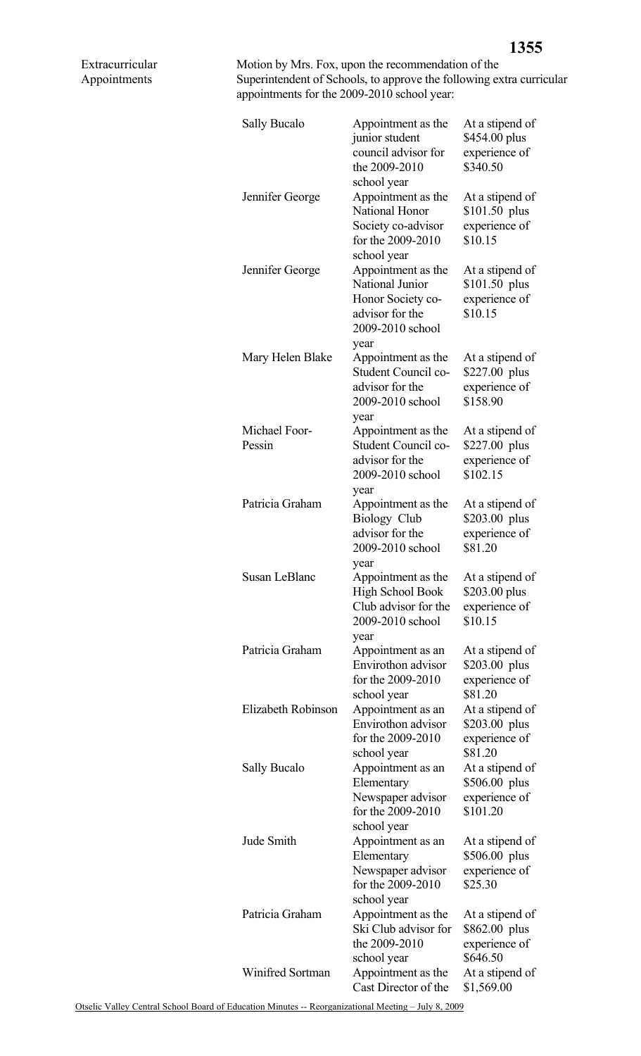**Extracurricular Appointments**

Motion by Mrs. Fox, upon the recommendation of the Superintendent of Schools, to approve the following extra curricular appointments for the 2009-2010 school year:

| | | |
|---|---|---|
| Sally Bucalo | Appointment as the junior student council advisor for the 2009-2010 school year | At a stipend of $454.00 plus experience of $340.50 |
| Jennifer George | Appointment as the National Honor Society co-advisor for the 2009-2010 school year | At a stipend of $101.50 plus experience of $10.15 |
| Jennifer George | Appointment as the National Junior Honor Society co-advisor for the 2009-2010 school year | At a stipend of $101.50 plus experience of $10.15 |
| Mary Helen Blake | Appointment as the Student Council co-advisor for the 2009-2010 school year | At a stipend of $227.00 plus experience of $158.90 |
| Michael Foor-Pessin | Appointment as the Student Council co-advisor for the 2009-2010 school year | At a stipend of $227.00 plus experience of $102.15 |
| Patricia Graham | Appointment as the Biology Club advisor for the 2009-2010 school year | At a stipend of $203.00 plus experience of $81.20 |
| Susan LeBlanc | Appointment as the High School Book Club advisor for the 2009-2010 school year | At a stipend of $203.00 plus experience of $10.15 |
| Patricia Graham | Appointment as an Envirothon advisor for the 2009-2010 school year | At a stipend of $203.00 plus experience of $81.20 |
| Elizabeth Robinson | Appointment as an Envirothon advisor for the 2009-2010 school year | At a stipend of $203.00 plus experience of $81.20 |
| Sally Bucalo | Appointment as an Elementary Newspaper advisor for the 2009-2010 school year | At a stipend of $506.00 plus experience of $101.20 |
| Jude Smith | Appointment as an Elementary Newspaper advisor for the 2009-2010 school year | At a stipend of $506.00 plus experience of $25.30 |
| Patricia Graham | Appointment as the Ski Club advisor for the 2009-2010 school year | At a stipend of $862.00 plus experience of $646.50 |
| Winifred Sortman | Appointment as the Cast Director of the | At a stipend of $1,569.00 |

Otselic Valley Central School Board of Education Minutes -- Reorganizational Meeting – July 8, 2009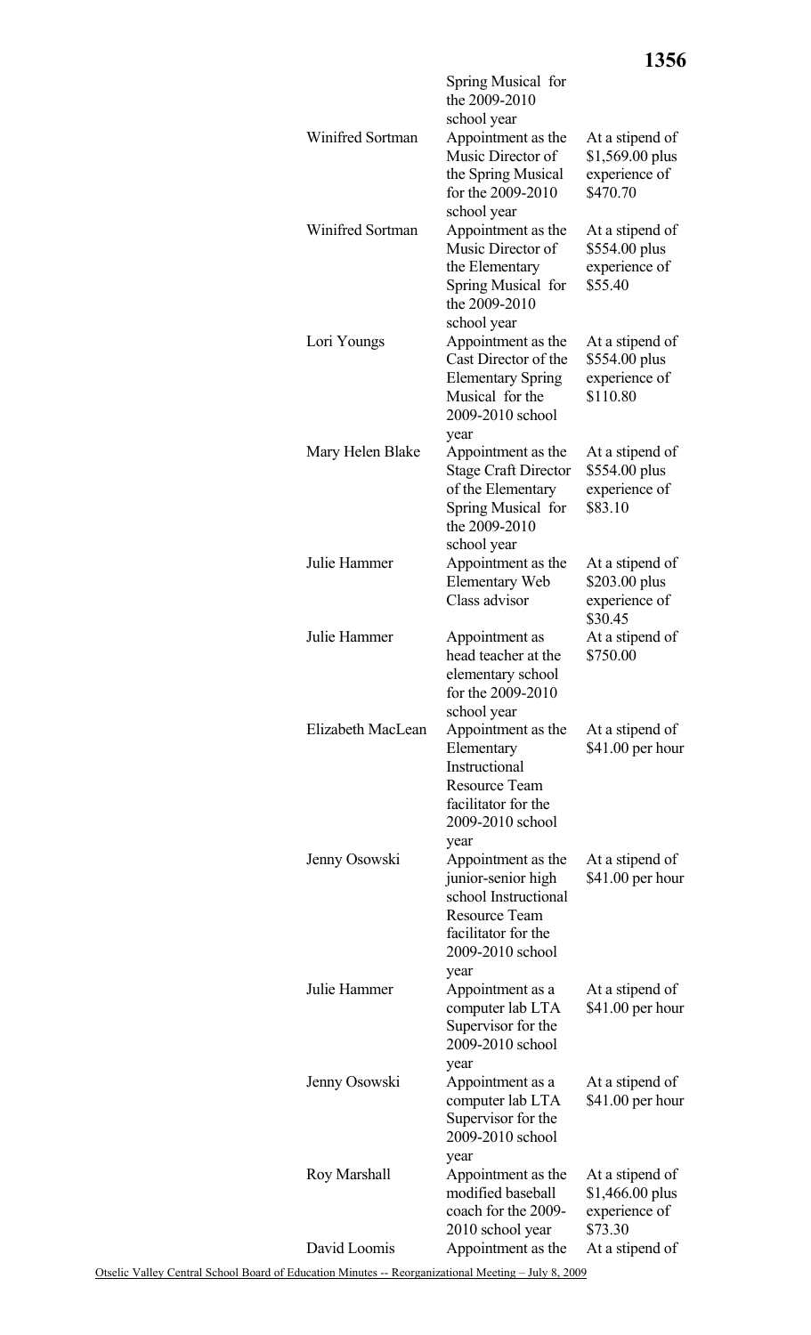| | | |
|---|---|---|
| | Spring Musical for the 2009-2010 school year | |
| Winifred Sortman | Appointment as the Music Director of the Spring Musical for the 2009-2010 school year | At a stipend of $1,569.00 plus experience of $470.70 |
| Winifred Sortman | Appointment as the Music Director of the Elementary Spring Musical for the 2009-2010 school year | At a stipend of $554.00 plus experience of $55.40 |
| Lori Youngs | Appointment as the Cast Director of the Elementary Spring Musical for the 2009-2010 school year | At a stipend of $554.00 plus experience of $110.80 |
| Mary Helen Blake | Appointment as the Stage Craft Director of the Elementary Spring Musical for the 2009-2010 school year | At a stipend of $554.00 plus experience of $83.10 |
| Julie Hammer | Appointment as the Elementary Web Class advisor | At a stipend of $203.00 plus experience of $30.45 |
| Julie Hammer | Appointment as head teacher at the elementary school for the 2009-2010 school year | At a stipend of $750.00 |
| Elizabeth MacLean | Appointment as the Elementary Instructional Resource Team facilitator for the 2009-2010 school year | At a stipend of $41.00 per hour |
| Jenny Osowski | Appointment as the junior-senior high school Instructional Resource Team facilitator for the 2009-2010 school year | At a stipend of $41.00 per hour |
| Julie Hammer | Appointment as a computer lab LTA Supervisor for the 2009-2010 school year | At a stipend of $41.00 per hour |
| Jenny Osowski | Appointment as a computer lab LTA Supervisor for the 2009-2010 school year | At a stipend of $41.00 per hour |
| Roy Marshall | Appointment as the modified baseball coach for the 2009-2010 school year | At a stipend of $1,466.00 plus experience of $73.30 |
| David Loomis | Appointment as the | At a stipend of |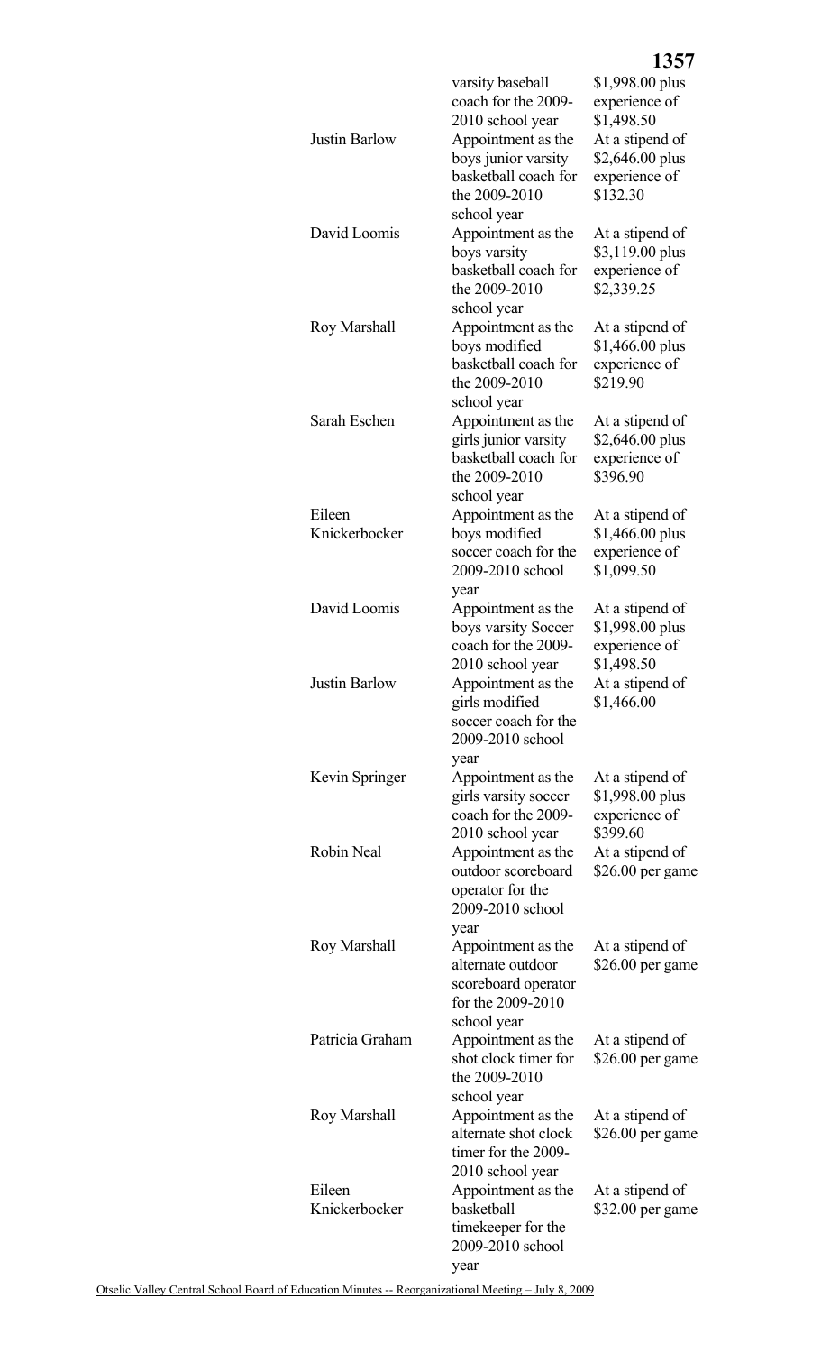| | | |
|---|---|---|
| | varsity baseball coach for the 2009-2010 school year | $1,998.00 plus experience of $1,498.50 |
| Justin Barlow | Appointment as the boys junior varsity basketball coach for the 2009-2010 school year | At a stipend of $2,646.00 plus experience of $132.30 |
| David Loomis | Appointment as the boys varsity basketball coach for the 2009-2010 school year | At a stipend of $3,119.00 plus experience of $2,339.25 |
| Roy Marshall | Appointment as the boys modified basketball coach for the 2009-2010 school year | At a stipend of $1,466.00 plus experience of $219.90 |
| Sarah Eschen | Appointment as the girls junior varsity basketball coach for the 2009-2010 school year | At a stipend of $2,646.00 plus experience of $396.90 |
| Eileen Knickerbocker | Appointment as the boys modified soccer coach for the 2009-2010 school year | At a stipend of $1,466.00 plus experience of $1,099.50 |
| David Loomis | Appointment as the boys varsity Soccer coach for the 2009-2010 school year | At a stipend of $1,998.00 plus experience of $1,498.50 |
| Justin Barlow | Appointment as the girls modified soccer coach for the 2009-2010 school year | At a stipend of $1,466.00 |
| Kevin Springer | Appointment as the girls varsity soccer coach for the 2009-2010 school year | At a stipend of $1,998.00 plus experience of $399.60 |
| Robin Neal | Appointment as the outdoor scoreboard operator for the 2009-2010 school year | At a stipend of $26.00 per game |
| Roy Marshall | Appointment as the alternate outdoor scoreboard operator for the 2009-2010 school year | At a stipend of $26.00 per game |
| Patricia Graham | Appointment as the shot clock timer for the 2009-2010 school year | At a stipend of $26.00 per game |
| Roy Marshall | Appointment as the alternate shot clock timer for the 2009-2010 school year | At a stipend of $26.00 per game |
| Eileen Knickerbocker | Appointment as the basketball timekeeper for the 2009-2010 school year | At a stipend of $32.00 per game |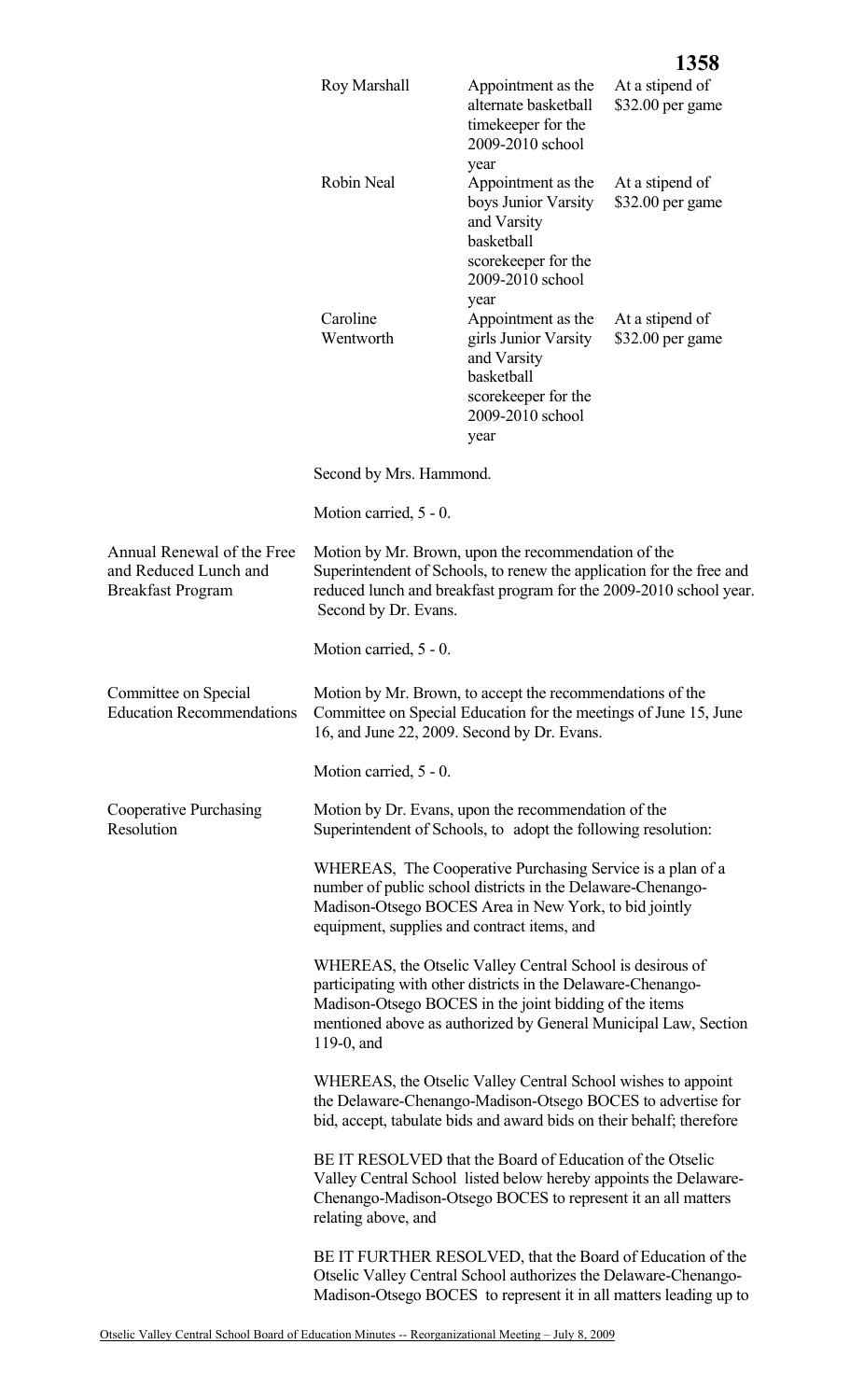| | | |
|---|---|---|
| Roy Marshall | Appointment as the alternate basketball timekeeper for the 2009-2010 school year | At a stipend of $32.00 per game |
| Robin Neal | Appointment as the boys Junior Varsity and Varsity basketball scorekeeper for the 2009-2010 school year | At a stipend of $32.00 per game |
| Caroline Wentworth | Appointment as the girls Junior Varsity and Varsity basketball scorekeeper for the 2009-2010 school year | At a stipend of $32.00 per game |

Second by Mrs. Hammond.

Motion carried, 5 - 0.

**Annual Renewal of the Free and Reduced Lunch and Breakfast Program**

Motion by Mr. Brown, upon the recommendation of the Superintendent of Schools, to renew the application for the free and reduced lunch and breakfast program for the 2009-2010 school year. Second by Dr. Evans.

Motion carried, 5 - 0.

**Committee on Special Education Recommendations**

Motion by Mr. Brown, to accept the recommendations of the Committee on Special Education for the meetings of June 15, June 16, and June 22, 2009. Second by Dr. Evans.

Motion carried, 5 - 0.

**Cooperative Purchasing Resolution**

Motion by Dr. Evans, upon the recommendation of the Superintendent of Schools, to adopt the following resolution:

WHEREAS, The Cooperative Purchasing Service is a plan of a number of public school districts in the Delaware-Chenango-Madison-Otsego BOCES Area in New York, to bid jointly equipment, supplies and contract items, and

WHEREAS, the Otselic Valley Central School is desirous of participating with other districts in the Delaware-Chenango-Madison-Otsego BOCES in the joint bidding of the items mentioned above as authorized by General Municipal Law, Section 119-0, and

WHEREAS, the Otselic Valley Central School wishes to appoint the Delaware-Chenango-Madison-Otsego BOCES to advertise for bid, accept, tabulate bids and award bids on their behalf; therefore

BE IT RESOLVED that the Board of Education of the Otselic Valley Central School listed below hereby appoints the Delaware-Chenango-Madison-Otsego BOCES to represent it an all matters relating above, and

BE IT FURTHER RESOLVED, that the Board of Education of the Otselic Valley Central School authorizes the Delaware-Chenango-Madison-Otsego BOCES to represent it in all matters leading up to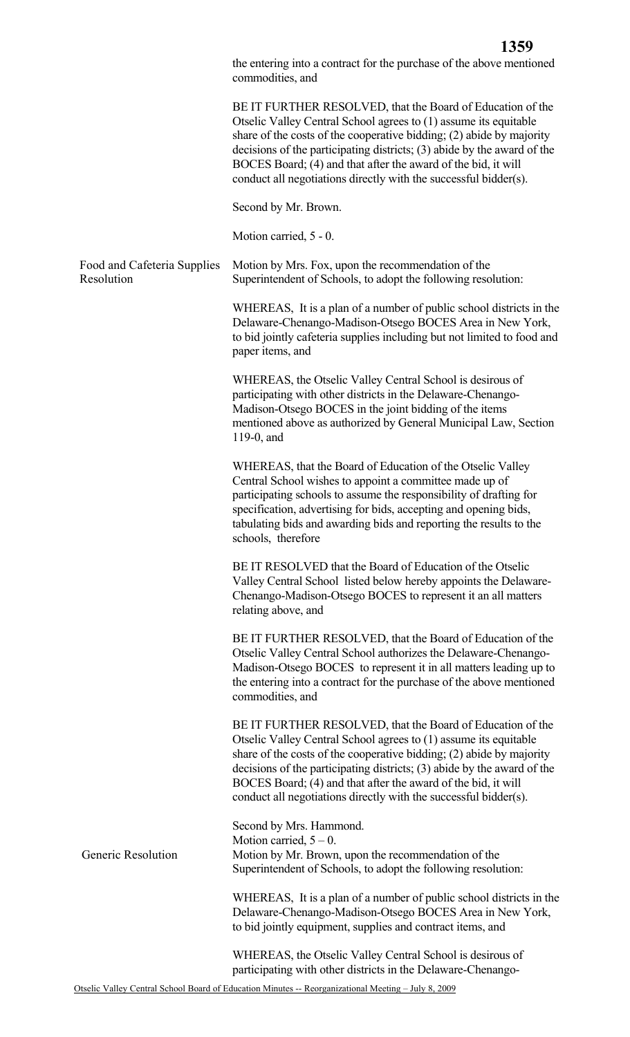the entering into a contract for the purchase of the above mentioned commodities, and

BE IT FURTHER RESOLVED, that the Board of Education of the Otselic Valley Central School agrees to (1) assume its equitable share of the costs of the cooperative bidding; (2) abide by majority decisions of the participating districts; (3) abide by the award of the BOCES Board; (4) and that after the award of the bid, it will conduct all negotiations directly with the successful bidder(s).

Second by Mr. Brown.

Motion carried, 5 - 0.

**Food and Cafeteria Supplies Resolution**

Motion by Mrs. Fox, upon the recommendation of the Superintendent of Schools, to adopt the following resolution:

WHEREAS, It is a plan of a number of public school districts in the Delaware-Chenango-Madison-Otsego BOCES Area in New York, to bid jointly cafeteria supplies including but not limited to food and paper items, and

WHEREAS, the Otselic Valley Central School is desirous of participating with other districts in the Delaware-Chenango-Madison-Otsego BOCES in the joint bidding of the items mentioned above as authorized by General Municipal Law, Section 119-0, and

WHEREAS, that the Board of Education of the Otselic Valley Central School wishes to appoint a committee made up of participating schools to assume the responsibility of drafting for specification, advertising for bids, accepting and opening bids, tabulating bids and awarding bids and reporting the results to the schools, therefore

BE IT RESOLVED that the Board of Education of the Otselic Valley Central School listed below hereby appoints the Delaware-Chenango-Madison-Otsego BOCES to represent it an all matters relating above, and

BE IT FURTHER RESOLVED, that the Board of Education of the Otselic Valley Central School authorizes the Delaware-Chenango-Madison-Otsego BOCES to represent it in all matters leading up to the entering into a contract for the purchase of the above mentioned commodities, and

BE IT FURTHER RESOLVED, that the Board of Education of the Otselic Valley Central School agrees to (1) assume its equitable share of the costs of the cooperative bidding; (2) abide by majority decisions of the participating districts; (3) abide by the award of the BOCES Board; (4) and that after the award of the bid, it will conduct all negotiations directly with the successful bidder(s).

Second by Mrs. Hammond.
Motion carried, 5 – 0.

**Generic Resolution**

Motion by Mr. Brown, upon the recommendation of the Superintendent of Schools, to adopt the following resolution:

WHEREAS, It is a plan of a number of public school districts in the Delaware-Chenango-Madison-Otsego BOCES Area in New York, to bid jointly equipment, supplies and contract items, and

WHEREAS, the Otselic Valley Central School is desirous of participating with other districts in the Delaware-Chenango-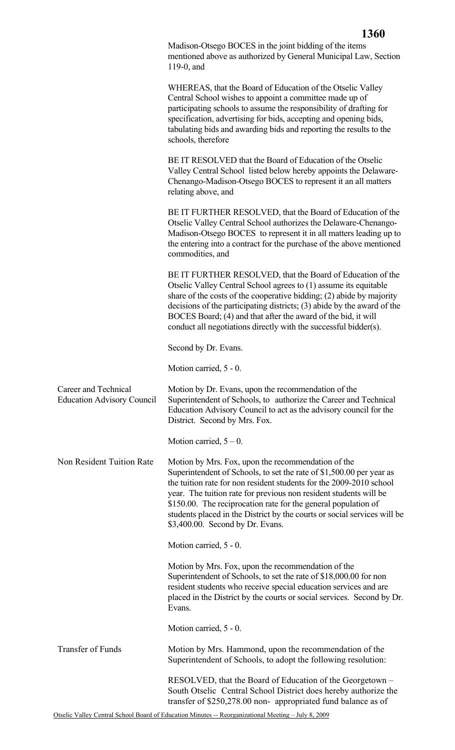Madison-Otsego BOCES in the joint bidding of the items mentioned above as authorized by General Municipal Law, Section 119-0, and

WHEREAS, that the Board of Education of the Otselic Valley Central School wishes to appoint a committee made up of participating schools to assume the responsibility of drafting for specification, advertising for bids, accepting and opening bids, tabulating bids and awarding bids and reporting the results to the schools, therefore

BE IT RESOLVED that the Board of Education of the Otselic Valley Central School listed below hereby appoints the Delaware-Chenango-Madison-Otsego BOCES to represent it an all matters relating above, and

BE IT FURTHER RESOLVED, that the Board of Education of the Otselic Valley Central School authorizes the Delaware-Chenango-Madison-Otsego BOCES to represent it in all matters leading up to the entering into a contract for the purchase of the above mentioned commodities, and

BE IT FURTHER RESOLVED, that the Board of Education of the Otselic Valley Central School agrees to (1) assume its equitable share of the costs of the cooperative bidding; (2) abide by majority decisions of the participating districts; (3) abide by the award of the BOCES Board; (4) and that after the award of the bid, it will conduct all negotiations directly with the successful bidder(s).

Second by Dr. Evans.

Motion carried, 5 - 0.

**Career and Technical Education Advisory Council**

Motion by Dr. Evans, upon the recommendation of the Superintendent of Schools, to authorize the Career and Technical Education Advisory Council to act as the advisory council for the District. Second by Mrs. Fox.

Motion carried, 5 – 0.

**Non Resident Tuition Rate**

Motion by Mrs. Fox, upon the recommendation of the Superintendent of Schools, to set the rate of $1,500.00 per year as the tuition rate for non resident students for the 2009-2010 school year. The tuition rate for previous non resident students will be $150.00. The reciprocation rate for the general population of students placed in the District by the courts or social services will be $3,400.00. Second by Dr. Evans.

Motion carried, 5 - 0.

Motion by Mrs. Fox, upon the recommendation of the Superintendent of Schools, to set the rate of $18,000.00 for non resident students who receive special education services and are placed in the District by the courts or social services. Second by Dr. Evans.

Motion carried, 5 - 0.

**Transfer of Funds**

Motion by Mrs. Hammond, upon the recommendation of the Superintendent of Schools, to adopt the following resolution:

RESOLVED, that the Board of Education of the Georgetown – South Otselic Central School District does hereby authorize the transfer of $250,278.00 non- appropriated fund balance as of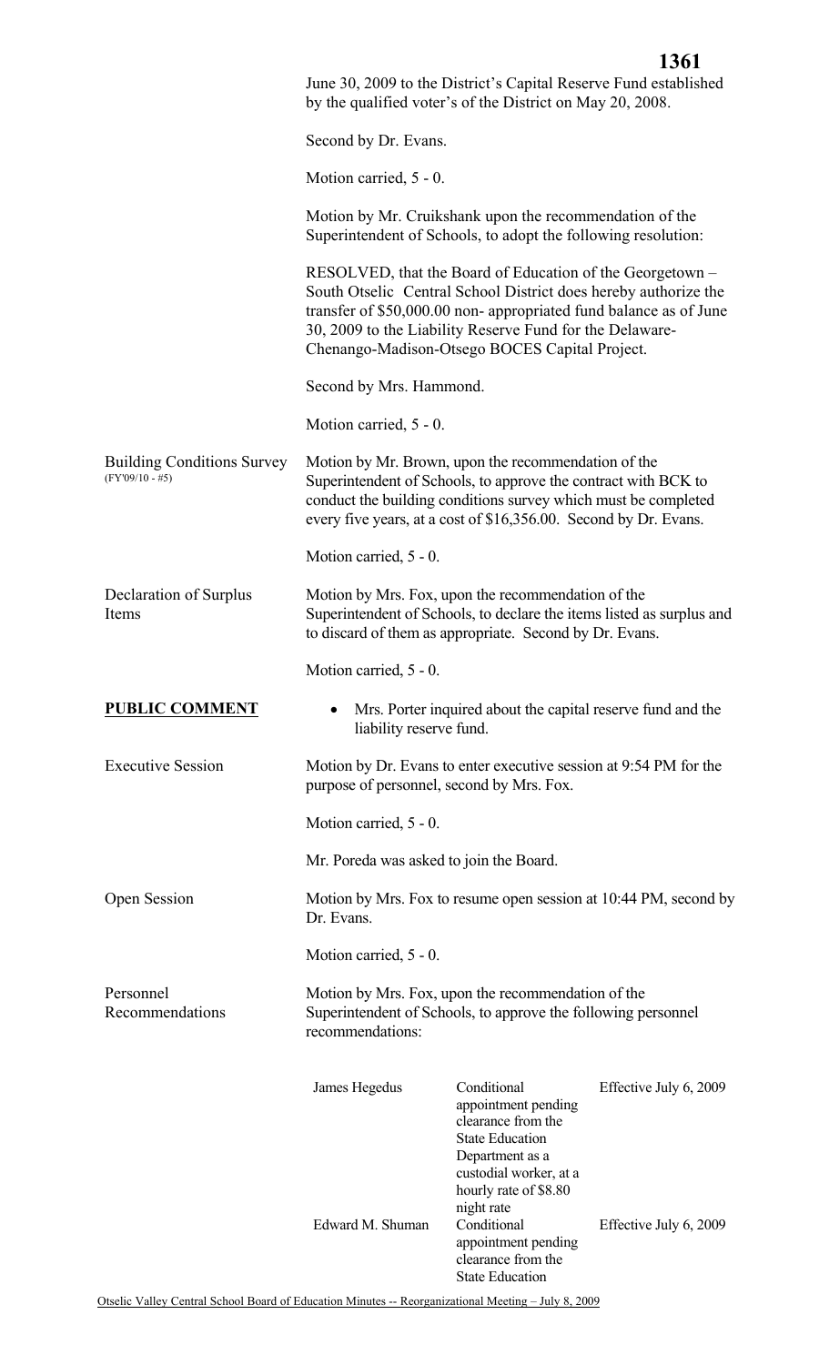June 30, 2009 to the District's Capital Reserve Fund established by the qualified voter's of the District on May 20, 2008.

Second by Dr. Evans.

Motion carried, 5 - 0.

Motion by Mr. Cruikshank upon the recommendation of the Superintendent of Schools, to adopt the following resolution:

RESOLVED, that the Board of Education of the Georgetown – South Otselic Central School District does hereby authorize the transfer of $50,000.00 non- appropriated fund balance as of June 30, 2009 to the Liability Reserve Fund for the Delaware-Chenango-Madison-Otsego BOCES Capital Project.

Second by Mrs. Hammond.

Motion carried, 5 - 0.

Building Conditions Survey (FY'09/10 - #5)

Motion by Mr. Brown, upon the recommendation of the Superintendent of Schools, to approve the contract with BCK to conduct the building conditions survey which must be completed every five years, at a cost of $16,356.00. Second by Dr. Evans.

Motion carried, 5 - 0.

Declaration of Surplus Items

Motion by Mrs. Fox, upon the recommendation of the Superintendent of Schools, to declare the items listed as surplus and to discard of them as appropriate. Second by Dr. Evans.

Motion carried, 5 - 0.

**PUBLIC COMMENT**

- Mrs. Porter inquired about the capital reserve fund and the liability reserve fund.

Executive Session

Motion by Dr. Evans to enter executive session at 9:54 PM for the purpose of personnel, second by Mrs. Fox.

Motion carried, 5 - 0.

Mr. Poreda was asked to join the Board.

Open Session

Motion by Mrs. Fox to resume open session at 10:44 PM, second by Dr. Evans.

Motion carried, 5 - 0.

Personnel Recommendations

Motion by Mrs. Fox, upon the recommendation of the Superintendent of Schools, to approve the following personnel recommendations:

| | | |
|---|---|---|
| James Hegedus | Conditional appointment pending clearance from the State Education Department as a custodial worker, at a hourly rate of $8.80 night rate | Effective July 6, 2009 |
| Edward M. Shuman | Conditional appointment pending clearance from the State Education | Effective July 6, 2009 |

Otselic Valley Central School Board of Education Minutes -- Reorganizational Meeting – July 8, 2009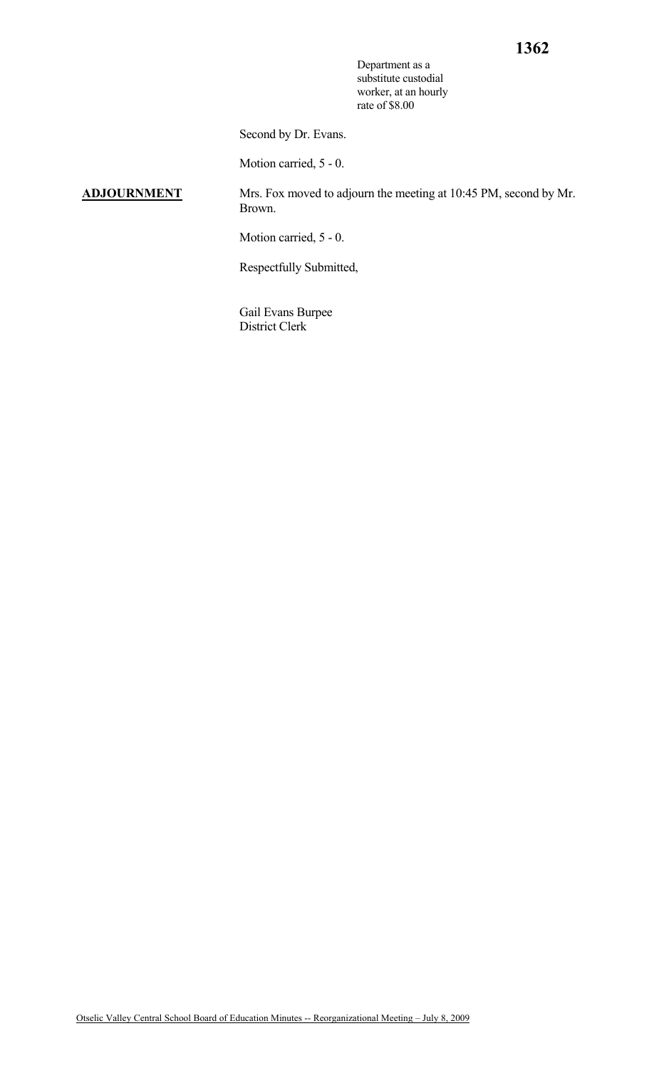Department as a substitute custodial worker, at an hourly rate of $8.00

Second by Dr. Evans.

Motion carried, 5 - 0.

**ADJOURNMENT**

Mrs. Fox moved to adjourn the meeting at 10:45 PM, second by Mr. Brown.

Motion carried, 5 - 0.

Respectfully Submitted,

Gail Evans Burpee
District Clerk